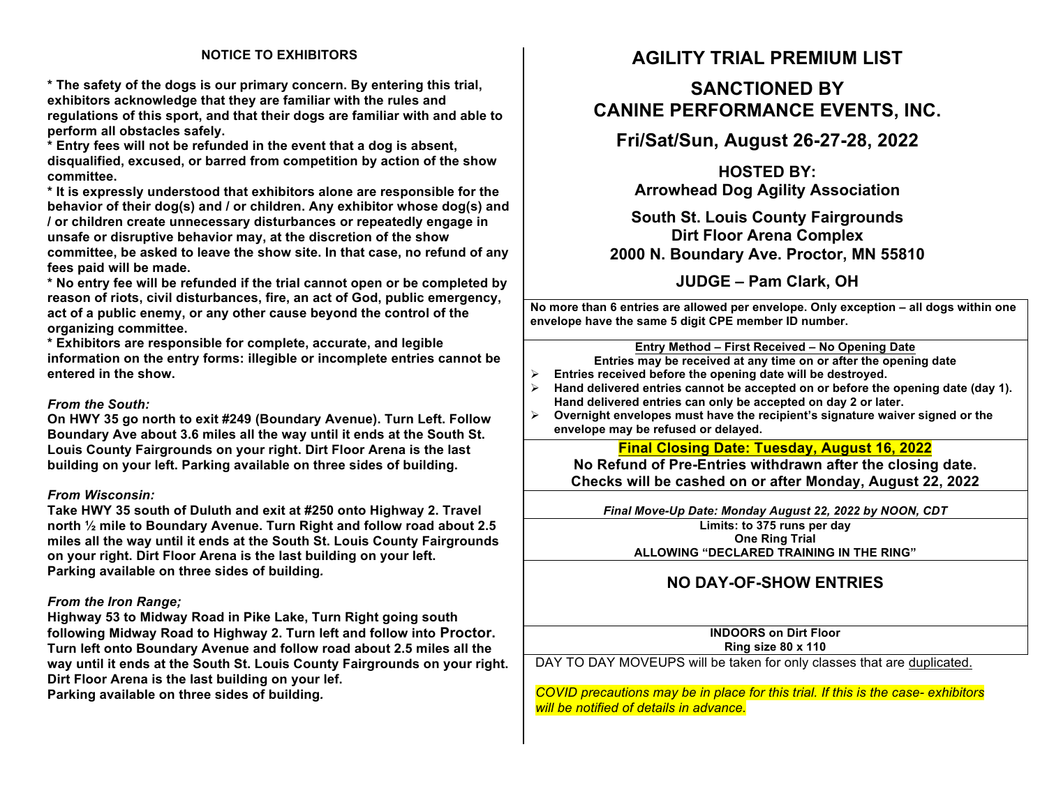## NOTICE TO EXHIBITORS

**\* The safety of the dogs is our primary concern. By entering this trial, exhibitors acknowledge that they are familiar with the rules and regulations of this sport, and that their dogs are familiar with and able to perform all obstacles safely.**
**\* Entry fees will not be refunded in the event that a dog is absent, disqualified, excused, or barred from competition by action of the show committee.**
**\* It is expressly understood that exhibitors alone are responsible for the behavior of their dog(s) and / or children. Any exhibitor whose dog(s) and / or children create unnecessary disturbances or repeatedly engage in unsafe or disruptive behavior may, at the discretion of the show committee, be asked to leave the show site. In that case, no refund of any fees paid will be made.**
**\* No entry fee will be refunded if the trial cannot open or be completed by reason of riots, civil disturbances, fire, an act of God, public emergency, act of a public enemy, or any other cause beyond the control of the organizing committee.**
**\* Exhibitors are responsible for complete, accurate, and legible information on the entry forms: illegible or incomplete entries cannot be entered in the show.**

*From the South:*
**On HWY 35 go north to exit #249 (Boundary Avenue). Turn Left. Follow Boundary Ave about 3.6 miles all the way until it ends at the South St. Louis County Fairgrounds on your right. Dirt Floor Arena is the last building on your left. Parking available on three sides of building.**

*From Wisconsin:*
**Take HWY 35 south of Duluth and exit at #250 onto Highway 2. Travel north ½ mile to Boundary Avenue. Turn Right and follow road about 2.5 miles all the way until it ends at the South St. Louis County Fairgrounds on your right. Dirt Floor Arena is the last building on your left.**
**Parking available on three sides of building.**

*From the Iron Range;*
**Highway 53 to Midway Road in Pike Lake, Turn Right going south following Midway Road to Highway 2. Turn left and follow into Proctor. Turn left onto Boundary Avenue and follow road about 2.5 miles all the way until it ends at the South St. Louis County Fairgrounds on your right. Dirt Floor Arena is the last building on your lef.**
**Parking available on three sides of building.**

# AGILITY TRIAL PREMIUM LIST

## SANCTIONED BY CANINE PERFORMANCE EVENTS, INC.

## Fri/Sat/Sun, August 26-27-28, 2022

**HOSTED BY:**
**Arrowhead Dog Agility Association**

**South St. Louis County Fairgrounds**
**Dirt Floor Arena Complex**
**2000 N. Boundary Ave. Proctor, MN 55810**

**JUDGE – Pam Clark, OH**

**No more than 6 entries are allowed per envelope. Only exception – all dogs within one envelope have the same 5 digit CPE member ID number.**

**Entry Method – First Received – No Opening Date**
**Entries may be received at any time on or after the opening date**

- **Entries received before the opening date will be destroyed.**
- **Hand delivered entries cannot be accepted on or before the opening date (day 1). Hand delivered entries can only be accepted on day 2 or later.**
- **Overnight envelopes must have the recipient's signature waiver signed or the envelope may be refused or delayed.**

**Final Closing Date: Tuesday, August 16, 2022**
**No Refund of Pre-Entries withdrawn after the closing date.**
**Checks will be cashed on or after Monday, August 22, 2022**

***Final Move-Up Date: Monday August 22, 2022 by NOON, CDT***

**Limits: to 375 runs per day**
**One Ring Trial**
**ALLOWING "DECLARED TRAINING IN THE RING"**

## NO DAY-OF-SHOW ENTRIES

**INDOORS on Dirt Floor**
**Ring size 80 x 110**

DAY TO DAY MOVEUPS will be taken for only classes that are duplicated.

*COVID precautions may be in place for this trial. If this is the case- exhibitors will be notified of details in advance.*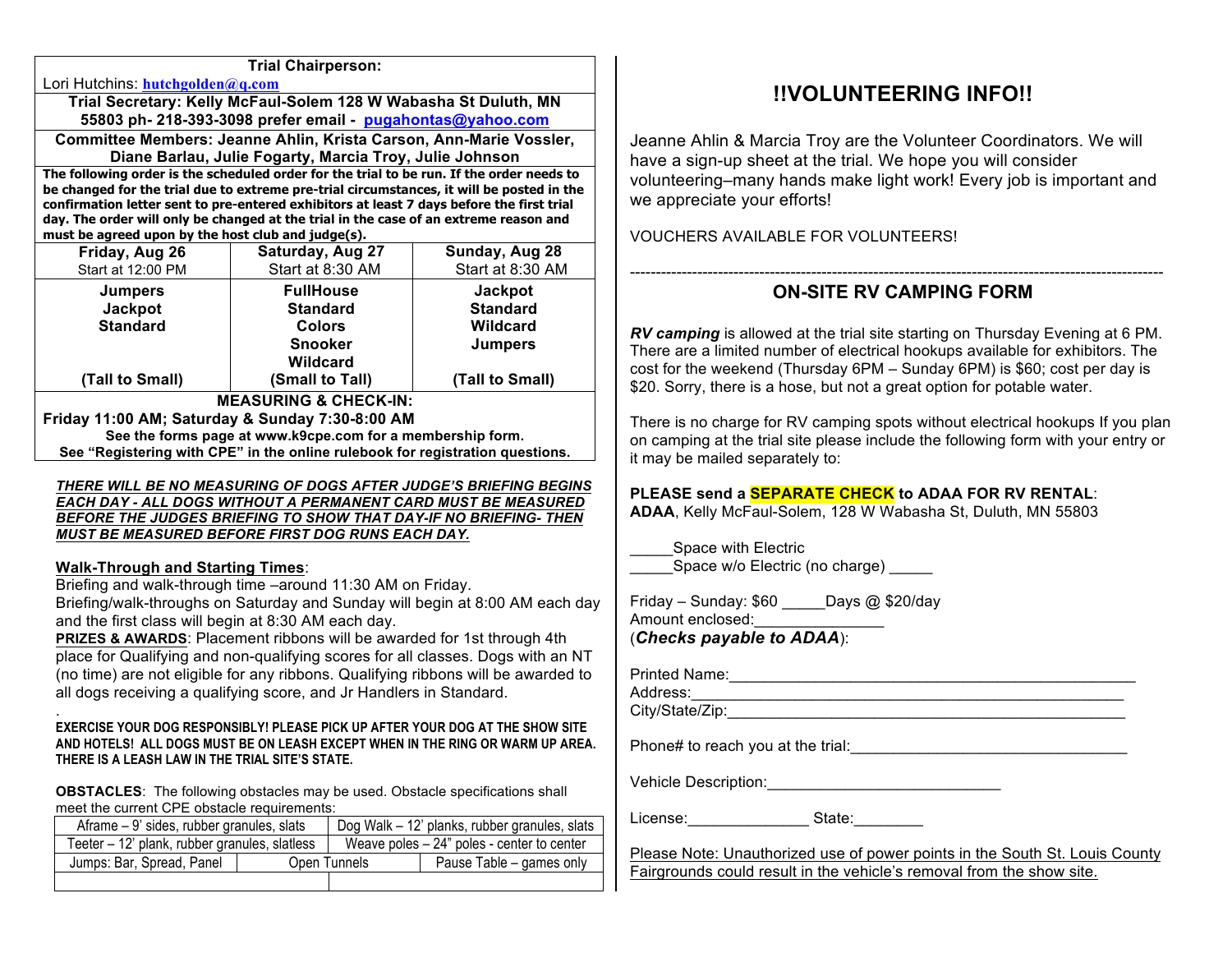**Trial Chairperson:**
Lori Hutchins: **hutchgolden@q.com**

**Trial Secretary: Kelly McFaul-Solem 128 W Wabasha St Duluth, MN 55803 ph- 218-393-3098 prefer email - pugahontas@yahoo.com**

**Committee Members: Jeanne Ahlin, Krista Carson, Ann-Marie Vossler, Diane Barlau, Julie Fogarty, Marcia Troy, Julie Johnson**

**The following order is the scheduled order for the trial to be run. If the order needs to be changed for the trial due to extreme pre-trial circumstances, it will be posted in the confirmation letter sent to pre-entered exhibitors at least 7 days before the first trial day. The order will only be changed at the trial in the case of an extreme reason and must be agreed upon by the host club and judge(s).**

| **Friday, Aug 26** Start at 12:00 PM | **Saturday, Aug 27** Start at 8:30 AM | **Sunday, Aug 28** Start at 8:30 AM |
|---|---|---|
| **Jumpers** | **FullHouse** | **Jackpot** |
| **Jackpot** | **Standard** | **Standard** |
| **Standard** | **Colors** | **Wildcard** |
| | **Snooker** | **Jumpers** |
| | **Wildcard** | |
| **(Tall to Small)** | **(Small to Tall)** | **(Tall to Small)** |

**MEASURING & CHECK-IN:**
**Friday 11:00 AM; Saturday & Sunday 7:30-8:00 AM**
**See the forms page at www.k9cpe.com for a membership form.**
**See "Registering with CPE" in the online rulebook for registration questions.**

***THERE WILL BE NO MEASURING OF DOGS AFTER JUDGE'S BRIEFING BEGINS EACH DAY - ALL DOGS WITHOUT A PERMANENT CARD MUST BE MEASURED BEFORE THE JUDGES BRIEFING TO SHOW THAT DAY-IF NO BRIEFING- THEN MUST BE MEASURED BEFORE FIRST DOG RUNS EACH DAY.***

**Walk-Through and Starting Times**:
Briefing and walk-through time –around 11:30 AM on Friday.
Briefing/walk-throughs on Saturday and Sunday will begin at 8:00 AM each day and the first class will begin at 8:30 AM each day.

**PRIZES & AWARDS**: Placement ribbons will be awarded for 1st through 4th place for Qualifying and non-qualifying scores for all classes. Dogs with an NT (no time) are not eligible for any ribbons. Qualifying ribbons will be awarded to all dogs receiving a qualifying score, and Jr Handlers in Standard.

**EXERCISE YOUR DOG RESPONSIBLY! PLEASE PICK UP AFTER YOUR DOG AT THE SHOW SITE AND HOTELS! ALL DOGS MUST BE ON LEASH EXCEPT WHEN IN THE RING OR WARM UP AREA. THERE IS A LEASH LAW IN THE TRIAL SITE'S STATE.**

**OBSTACLES**: The following obstacles may be used. Obstacle specifications shall meet the current CPE obstacle requirements:

| | | |
|---|---|---|
| Aframe – 9' sides, rubber granules, slats | Dog Walk – 12' planks, rubber granules, slats | |
| Teeter – 12' plank, rubber granules, slatless | Weave poles – 24" poles - center to center | |
| Jumps: Bar, Spread, Panel | Open Tunnels | Pause Table – games only |

# !!VOLUNTEERING INFO!!

Jeanne Ahlin & Marcia Troy are the Volunteer Coordinators. We will have a sign-up sheet at the trial. We hope you will consider volunteering–many hands make light work! Every job is important and we appreciate your efforts!

VOUCHERS AVAILABLE FOR VOLUNTEERS!

---

## ON-SITE RV CAMPING FORM

***RV camping*** is allowed at the trial site starting on Thursday Evening at 6 PM. There are a limited number of electrical hookups available for exhibitors. The cost for the weekend (Thursday 6PM – Sunday 6PM) is $60; cost per day is $20. Sorry, there is a hose, but not a great option for potable water.

There is no charge for RV camping spots without electrical hookups If you plan on camping at the trial site please include the following form with your entry or it may be mailed separately to:

**PLEASE send a SEPARATE CHECK to ADAA FOR RV RENTAL**:
**ADAA**, Kelly McFaul-Solem, 128 W Wabasha St, Duluth, MN 55803

_____Space with Electric
_____Space w/o Electric (no charge) _____

Friday – Sunday: $60 _____Days @ $20/day
Amount enclosed:_______________
(***Checks payable to ADAA***):

Printed Name:_______________________________________________
Address:____________________________________________________
City/State/Zip:______________________________________________

Phone# to reach you at the trial:_________________________________

Vehicle Description:___________________________

License:_____________ State:________

Please Note: Unauthorized use of power points in the South St. Louis County Fairgrounds could result in the vehicle's removal from the show site.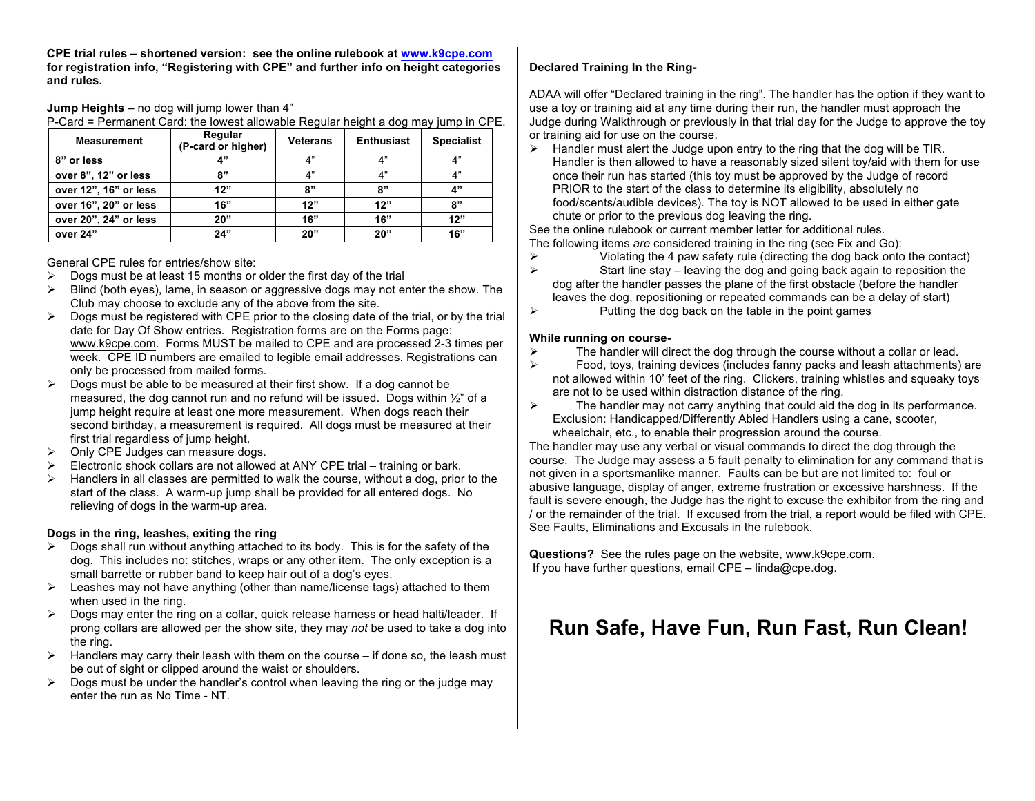**CPE trial rules – shortened version: see the online rulebook at www.k9cpe.com for registration info, "Registering with CPE" and further info on height categories and rules.**

**Jump Heights** – no dog will jump lower than 4"

P-Card = Permanent Card: the lowest allowable Regular height a dog may jump in CPE.

| Measurement | Regular (P-card or higher) | Veterans | Enthusiast | Specialist |
|---|---|---|---|---|
| **8" or less** | **4"** | 4" | 4" | 4" |
| **over 8", 12" or less** | **8"** | 4" | 4" | 4" |
| **over 12", 16" or less** | **12"** | **8"** | **8"** | **4"** |
| **over 16", 20" or less** | **16"** | **12"** | **12"** | **8"** |
| **over 20", 24" or less** | **20"** | **16"** | **16"** | **12"** |
| **over 24"** | **24"** | **20"** | **20"** | **16"** |

General CPE rules for entries/show site:

- Dogs must be at least 15 months or older the first day of the trial
- Blind (both eyes), lame, in season or aggressive dogs may not enter the show. The Club may choose to exclude any of the above from the site.
- Dogs must be registered with CPE prior to the closing date of the trial, or by the trial date for Day Of Show entries. Registration forms are on the Forms page: www.k9cpe.com. Forms MUST be mailed to CPE and are processed 2-3 times per week. CPE ID numbers are emailed to legible email addresses. Registrations can only be processed from mailed forms.
- Dogs must be able to be measured at their first show. If a dog cannot be measured, the dog cannot run and no refund will be issued. Dogs within ½" of a jump height require at least one more measurement. When dogs reach their second birthday, a measurement is required. All dogs must be measured at their first trial regardless of jump height.
- Only CPE Judges can measure dogs.
- Electronic shock collars are not allowed at ANY CPE trial – training or bark.
- Handlers in all classes are permitted to walk the course, without a dog, prior to the start of the class. A warm-up jump shall be provided for all entered dogs. No relieving of dogs in the warm-up area.

**Dogs in the ring, leashes, exiting the ring**

- Dogs shall run without anything attached to its body. This is for the safety of the dog. This includes no: stitches, wraps or any other item. The only exception is a small barrette or rubber band to keep hair out of a dog's eyes.
- Leashes may not have anything (other than name/license tags) attached to them when used in the ring.
- Dogs may enter the ring on a collar, quick release harness or head halti/leader. If prong collars are allowed per the show site, they may *not* be used to take a dog into the ring.
- Handlers may carry their leash with them on the course – if done so, the leash must be out of sight or clipped around the waist or shoulders.
- Dogs must be under the handler's control when leaving the ring or the judge may enter the run as No Time - NT.

**Declared Training In the Ring-**

ADAA will offer "Declared training in the ring". The handler has the option if they want to use a toy or training aid at any time during their run, the handler must approach the Judge during Walkthrough or previously in that trial day for the Judge to approve the toy or training aid for use on the course.

- Handler must alert the Judge upon entry to the ring that the dog will be TIR. Handler is then allowed to have a reasonably sized silent toy/aid with them for use once their run has started (this toy must be approved by the Judge of record PRIOR to the start of the class to determine its eligibility, absolutely no food/scents/audible devices). The toy is NOT allowed to be used in either gate chute or prior to the previous dog leaving the ring.

See the online rulebook or current member letter for additional rules.

The following items *are* considered training in the ring (see Fix and Go):

- Violating the 4 paw safety rule (directing the dog back onto the contact)
- Start line stay – leaving the dog and going back again to reposition the dog after the handler passes the plane of the first obstacle (before the handler leaves the dog, repositioning or repeated commands can be a delay of start)
- Putting the dog back on the table in the point games

**While running on course-**

- The handler will direct the dog through the course without a collar or lead.
- Food, toys, training devices (includes fanny packs and leash attachments) are not allowed within 10' feet of the ring. Clickers, training whistles and squeaky toys are not to be used within distraction distance of the ring.
- The handler may not carry anything that could aid the dog in its performance. Exclusion: Handicapped/Differently Abled Handlers using a cane, scooter, wheelchair, etc., to enable their progression around the course.

The handler may use any verbal or visual commands to direct the dog through the course. The Judge may assess a 5 fault penalty to elimination for any command that is not given in a sportsmanlike manner. Faults can be but are not limited to: foul or abusive language, display of anger, extreme frustration or excessive harshness. If the fault is severe enough, the Judge has the right to excuse the exhibitor from the ring and / or the remainder of the trial. If excused from the trial, a report would be filed with CPE. See Faults, Eliminations and Excusals in the rulebook.

**Questions?** See the rules page on the website, www.k9cpe.com.
If you have further questions, email CPE – linda@cpe.dog.

# Run Safe, Have Fun, Run Fast, Run Clean!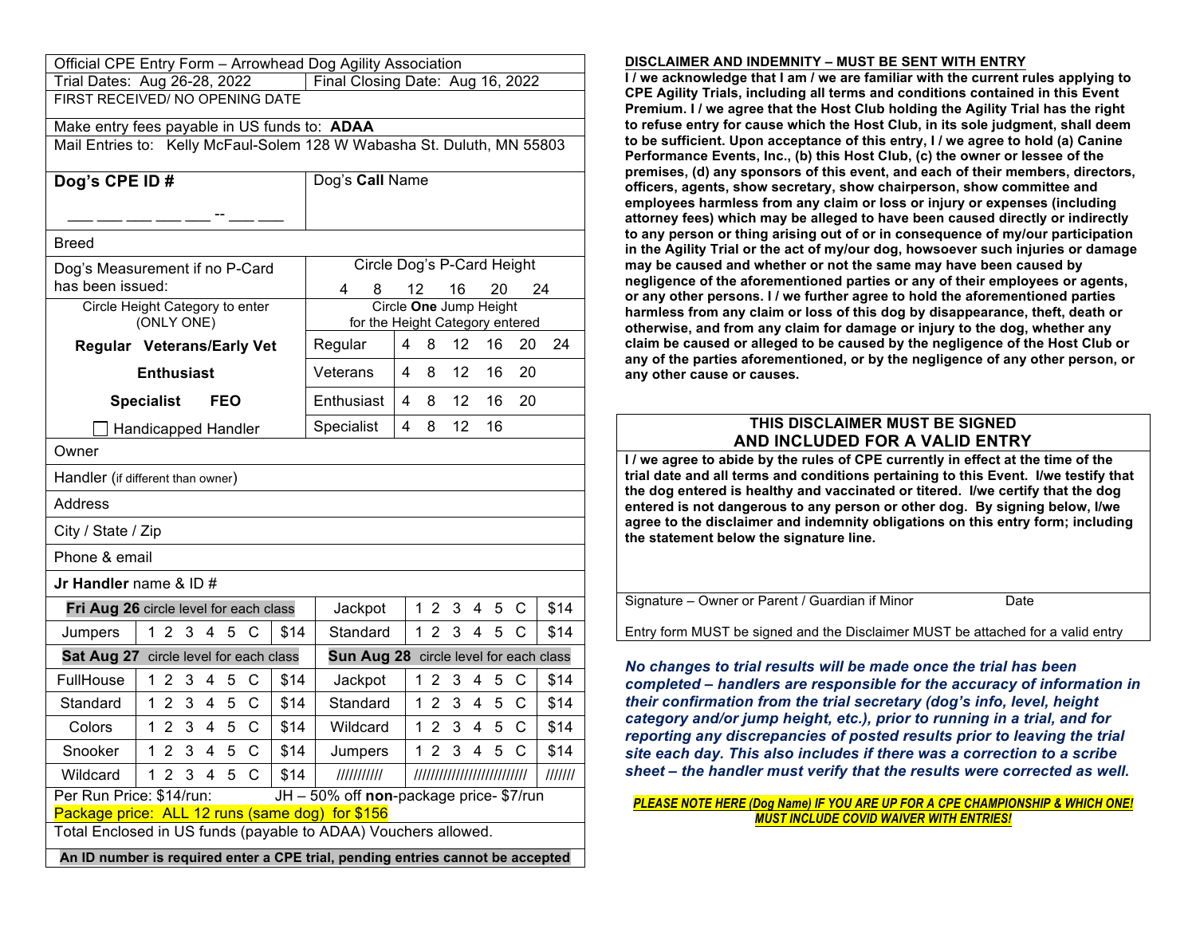Official CPE Entry Form – Arrowhead Dog Agility Association

| | |
|---|---|
| Trial Dates: Aug 26-28, 2022 | Final Closing Date: Aug 16, 2022 |

FIRST RECEIVED/ NO OPENING DATE

Make entry fees payable in US funds to: **ADAA**

Mail Entries to: Kelly McFaul-Solem 128 W Wabasha St. Duluth, MN 55803

| | |
|---|---|
| **Dog's CPE ID #** ___ ___ ___ ___ ___ -- ___ ___ | Dog's **Call** Name |

Breed

| | |
|---|---|
| Dog's Measurement if no P-Card has been issued: | Circle Dog's P-Card Height: 4 8 12 16 20 24 |

| Circle Height Category to enter (ONLY ONE) | Circle **One** Jump Height for the Height Category entered | | | | | | |
|---|---|---|---|---|---|---|---|
| **Regular Veterans/Early Vet** | Regular | 4 | 8 | 12 | 16 | 20 | 24 |
| **Enthusiast** | Veterans | 4 | 8 | 12 | 16 | 20 | |
| **Specialist FEO** | Enthusiast | 4 | 8 | 12 | 16 | 20 | |
| ☐ Handicapped Handler | Specialist | 4 | 8 | 12 | 16 | | |

Owner

Handler (if different than owner)

Address

City / State / Zip

Phone & email

**Jr Handler** name & ID #

| **Fri Aug 26** circle level for each class | | | Jackpot | 1 2 3 4 5 C | $14 |
|---|---|---|---|---|---|
| Jumpers | 1 2 3 4 5 C | $14 | Standard | 1 2 3 4 5 C | $14 |
| **Sat Aug 27** circle level for each class | | | **Sun Aug 28** circle level for each class | | |
| FullHouse | 1 2 3 4 5 C | $14 | Jackpot | 1 2 3 4 5 C | $14 |
| Standard | 1 2 3 4 5 C | $14 | Standard | 1 2 3 4 5 C | $14 |
| Colors | 1 2 3 4 5 C | $14 | Wildcard | 1 2 3 4 5 C | $14 |
| Snooker | 1 2 3 4 5 C | $14 | Jumpers | 1 2 3 4 5 C | $14 |
| Wildcard | 1 2 3 4 5 C | $14 | ////////// | //////////////////////// | /////// |

Per Run Price: $14/run: JH – 50% off **non**-package price- $7/run

Package price: ALL 12 runs (same dog) for $156

Total Enclosed in US funds (payable to ADAA) Vouchers allowed.

**An ID number is required enter a CPE trial, pending entries cannot be accepted**

**DISCLAIMER AND INDEMNITY – MUST BE SENT WITH ENTRY**

**I / we acknowledge that I am / we are familiar with the current rules applying to CPE Agility Trials, including all terms and conditions contained in this Event Premium. I / we agree that the Host Club holding the Agility Trial has the right to refuse entry for cause which the Host Club, in its sole judgment, shall deem to be sufficient. Upon acceptance of this entry, I / we agree to hold (a) Canine Performance Events, Inc., (b) this Host Club, (c) the owner or lessee of the premises, (d) any sponsors of this event, and each of their members, directors, officers, agents, show secretary, show chairperson, show committee and employees harmless from any claim or loss or injury or expenses (including attorney fees) which may be alleged to have been caused directly or indirectly to any person or thing arising out of or in consequence of my/our participation in the Agility Trial or the act of my/our dog, howsoever such injuries or damage may be caused and whether or not the same may have been caused by negligence of the aforementioned parties or any of their employees or agents, or any other persons. I / we further agree to hold the aforementioned parties harmless from any claim or loss of this dog by disappearance, theft, death or otherwise, and from any claim for damage or injury to the dog, whether any claim be caused or alleged to be caused by the negligence of the Host Club or any of the parties aforementioned, or by the negligence of any other person, or any other cause or causes.**

**THIS DISCLAIMER MUST BE SIGNED AND INCLUDED FOR A VALID ENTRY**

**I / we agree to abide by the rules of CPE currently in effect at the time of the trial date and all terms and conditions pertaining to this Event. I/we testify that the dog entered is healthy and vaccinated or titered. I/we certify that the dog entered is not dangerous to any person or other dog. By signing below, I/we agree to the disclaimer and indemnity obligations on this entry form; including the statement below the signature line.**

Signature – Owner or Parent / Guardian if Minor Date

Entry form MUST be signed and the Disclaimer MUST be attached for a valid entry

***No changes to trial results will be made once the trial has been completed – handlers are responsible for the accuracy of information in their confirmation from the trial secretary (dog's info, level, height category and/or jump height, etc.), prior to running in a trial, and for reporting any discrepancies of posted results prior to leaving the trial site each day. This also includes if there was a correction to a scribe sheet – the handler must verify that the results were corrected as well.***

***PLEASE NOTE HERE (Dog Name) IF YOU ARE UP FOR A CPE CHAMPIONSHIP & WHICH ONE!***
***MUST INCLUDE COVID WAIVER WITH ENTRIES!***